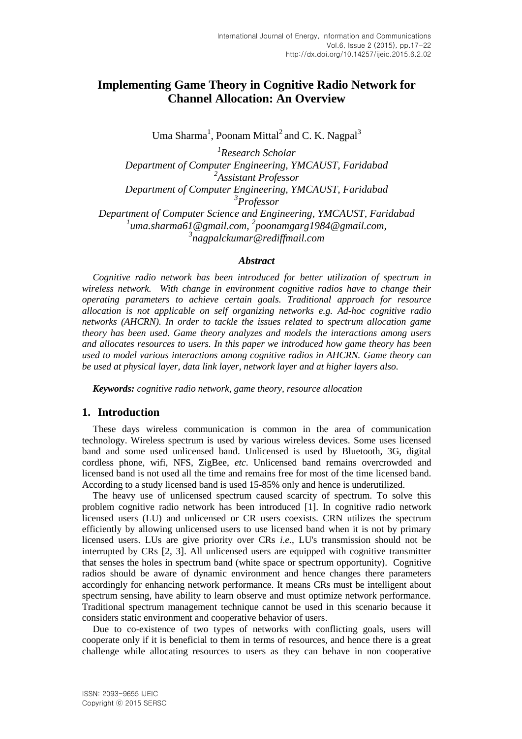# Implementing Game Theory in Cognitive Radio Network for Channel Allocation: An Overview

Uma Sharma[1], Poonam Mittal[2] and C. K. Nagpal[3]

[1]*Research Scholar*
*Department of Computer Engineering, YMCAUST, Faridabad*
[2]*Assistant Professor*
*Department of Computer Engineering, YMCAUST, Faridabad*
[3]*Professor*
*Department of Computer Science and Engineering, YMCAUST, Faridabad*
[1]*uma.sharma61@gmail.com*, [2]*poonamgarg1984@gmail.com*, [3]*nagpalckumar@rediffmail.com*

### *Abstract*

*Cognitive radio network has been introduced for better utilization of spectrum in wireless network. With change in environment cognitive radios have to change their operating parameters to achieve certain goals. Traditional approach for resource allocation is not applicable on self organizing networks e.g. Ad-hoc cognitive radio networks (AHCRN). In order to tackle the issues related to spectrum allocation game theory has been used. Game theory analyzes and models the interactions among users and allocates resources to users. In this paper we introduced how game theory has been used to model various interactions among cognitive radios in AHCRN. Game theory can be used at physical layer, data link layer, network layer and at higher layers also.*

***Keywords:*** *cognitive radio network, game theory, resource allocation*

## 1. Introduction

These days wireless communication is common in the area of communication technology. Wireless spectrum is used by various wireless devices. Some uses licensed band and some used unlicensed band. Unlicensed is used by Bluetooth, 3G, digital cordless phone, wifi, NFS, ZigBee, *etc*. Unlicensed band remains overcrowded and licensed band is not used all the time and remains free for most of the time licensed band. According to a study licensed band is used 15-85% only and hence is underutilized.

The heavy use of unlicensed spectrum caused scarcity of spectrum. To solve this problem cognitive radio network has been introduced [1]. In cognitive radio network licensed users (LU) and unlicensed or CR users coexists. CRN utilizes the spectrum efficiently by allowing unlicensed users to use licensed band when it is not by primary licensed users. LUs are give priority over CRs *i.e.*, LU's transmission should not be interrupted by CRs [2, 3]. All unlicensed users are equipped with cognitive transmitter that senses the holes in spectrum band (white space or spectrum opportunity). Cognitive radios should be aware of dynamic environment and hence changes there parameters accordingly for enhancing network performance. It means CRs must be intelligent about spectrum sensing, have ability to learn observe and must optimize network performance. Traditional spectrum management technique cannot be used in this scenario because it considers static environment and cooperative behavior of users.

Due to co-existence of two types of networks with conflicting goals, users will cooperate only if it is beneficial to them in terms of resources, and hence there is a great challenge while allocating resources to users as they can behave in non cooperative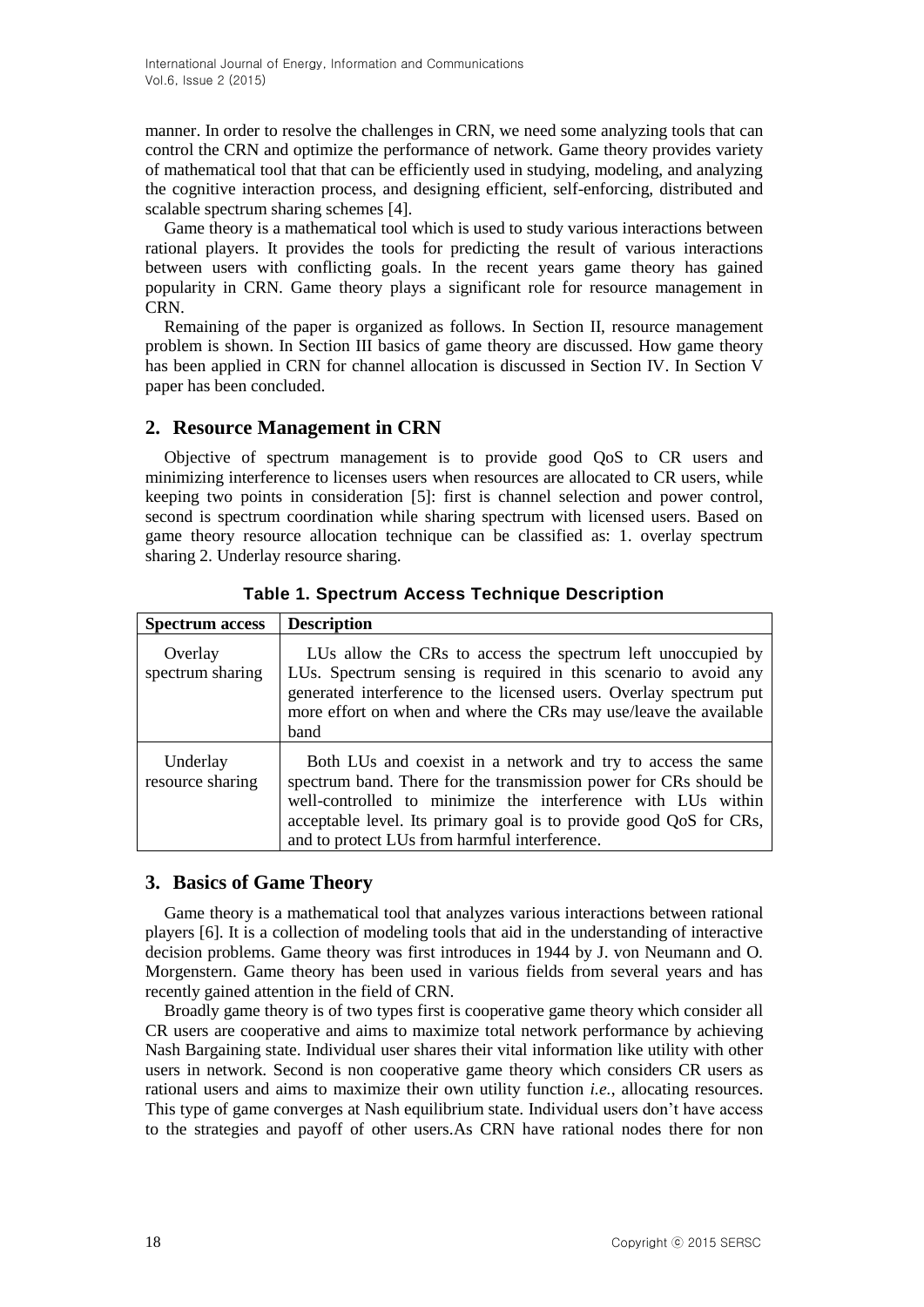manner. In order to resolve the challenges in CRN, we need some analyzing tools that can control the CRN and optimize the performance of network. Game theory provides variety of mathematical tool that that can be efficiently used in studying, modeling, and analyzing the cognitive interaction process, and designing efficient, self-enforcing, distributed and scalable spectrum sharing schemes [4].

Game theory is a mathematical tool which is used to study various interactions between rational players. It provides the tools for predicting the result of various interactions between users with conflicting goals. In the recent years game theory has gained popularity in CRN. Game theory plays a significant role for resource management in CRN.

Remaining of the paper is organized as follows. In Section II, resource management problem is shown. In Section III basics of game theory are discussed. How game theory has been applied in CRN for channel allocation is discussed in Section IV. In Section V paper has been concluded.

## 2. Resource Management in CRN

Objective of spectrum management is to provide good QoS to CR users and minimizing interference to licenses users when resources are allocated to CR users, while keeping two points in consideration [5]: first is channel selection and power control, second is spectrum coordination while sharing spectrum with licensed users. Based on game theory resource allocation technique can be classified as: 1. overlay spectrum sharing 2. Underlay resource sharing.

**Table 1. Spectrum Access Technique Description**

| Spectrum access | Description |
| --- | --- |
| Overlay spectrum sharing | LUs allow the CRs to access the spectrum left unoccupied by LUs. Spectrum sensing is required in this scenario to avoid any generated interference to the licensed users. Overlay spectrum put more effort on when and where the CRs may use/leave the available band |
| Underlay resource sharing | Both LUs and coexist in a network and try to access the same spectrum band. There for the transmission power for CRs should be well-controlled to minimize the interference with LUs within acceptable level. Its primary goal is to provide good QoS for CRs, and to protect LUs from harmful interference. |

## 3. Basics of Game Theory

Game theory is a mathematical tool that analyzes various interactions between rational players [6]. It is a collection of modeling tools that aid in the understanding of interactive decision problems. Game theory was first introduces in 1944 by J. von Neumann and O. Morgenstern. Game theory has been used in various fields from several years and has recently gained attention in the field of CRN.

Broadly game theory is of two types first is cooperative game theory which consider all CR users are cooperative and aims to maximize total network performance by achieving Nash Bargaining state. Individual user shares their vital information like utility with other users in network. Second is non cooperative game theory which considers CR users as rational users and aims to maximize their own utility function *i.e.*, allocating resources. This type of game converges at Nash equilibrium state. Individual users don't have access to the strategies and payoff of other users.As CRN have rational nodes there for non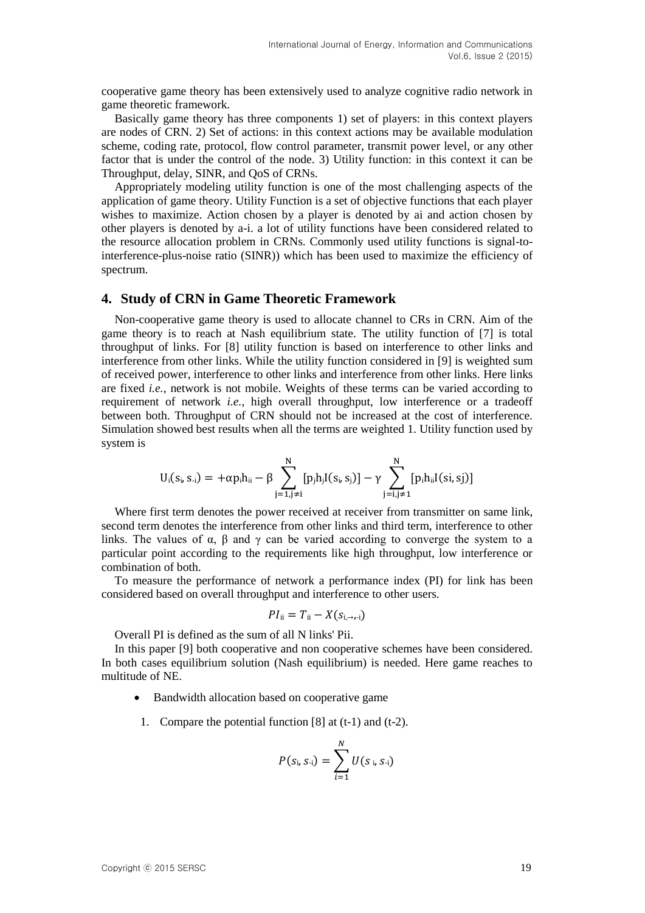cooperative game theory has been extensively used to analyze cognitive radio network in game theoretic framework.

Basically game theory has three components 1) set of players: in this context players are nodes of CRN. 2) Set of actions: in this context actions may be available modulation scheme, coding rate, protocol, flow control parameter, transmit power level, or any other factor that is under the control of the node. 3) Utility function: in this context it can be Throughput, delay, SINR, and QoS of CRNs.

Appropriately modeling utility function is one of the most challenging aspects of the application of game theory. Utility Function is a set of objective functions that each player wishes to maximize. Action chosen by a player is denoted by ai and action chosen by other players is denoted by a-i. a lot of utility functions have been considered related to the resource allocation problem in CRNs. Commonly used utility functions is signal-to-interference-plus-noise ratio (SINR)) which has been used to maximize the efficiency of spectrum.

## 4. Study of CRN in Game Theoretic Framework

Non-cooperative game theory is used to allocate channel to CRs in CRN. Aim of the game theory is to reach at Nash equilibrium state. The utility function of [7] is total throughput of links. For [8] utility function is based on interference to other links and interference from other links. While the utility function considered in [9] is weighted sum of received power, interference to other links and interference from other links. Here links are fixed *i.e.*, network is not mobile. Weights of these terms can be varied according to requirement of network *i.e.*, high overall throughput, low interference or a tradeoff between both. Throughput of CRN should not be increased at the cost of interference. Simulation showed best results when all the terms are weighted 1. Utility function used by system is

$$U_i(s_i, s_{-i}) = +\alpha p_i h_{ii} - \beta \sum_{j=1, j\neq i}^{N} [p_j h_j I(s_i, s_j)] - \gamma \sum_{j=i, j\neq 1}^{N} [p_i h_{ii} I(si, sj)]$$

Where first term denotes the power received at receiver from transmitter on same link, second term denotes the interference from other links and third term, interference to other links. The values of α, β and γ can be varied according to converge the system to a particular point according to the requirements like high throughput, low interference or combination of both.

To measure the performance of network a performance index (PI) for link has been considered based on overall throughput and interference to other users.

$$PI_{ii} = T_{ii} - X(s_{i,\rightarrow,-i})$$

Overall PI is defined as the sum of all N links' Pii.

In this paper [9] both cooperative and non cooperative schemes have been considered. In both cases equilibrium solution (Nash equilibrium) is needed. Here game reaches to multitude of NE.

- Bandwidth allocation based on cooperative game

1. Compare the potential function [8] at (t-1) and (t-2).

$$P(s_i, s_{-i}) = \sum_{i=1}^{N} U(s_i, s_{-i})$$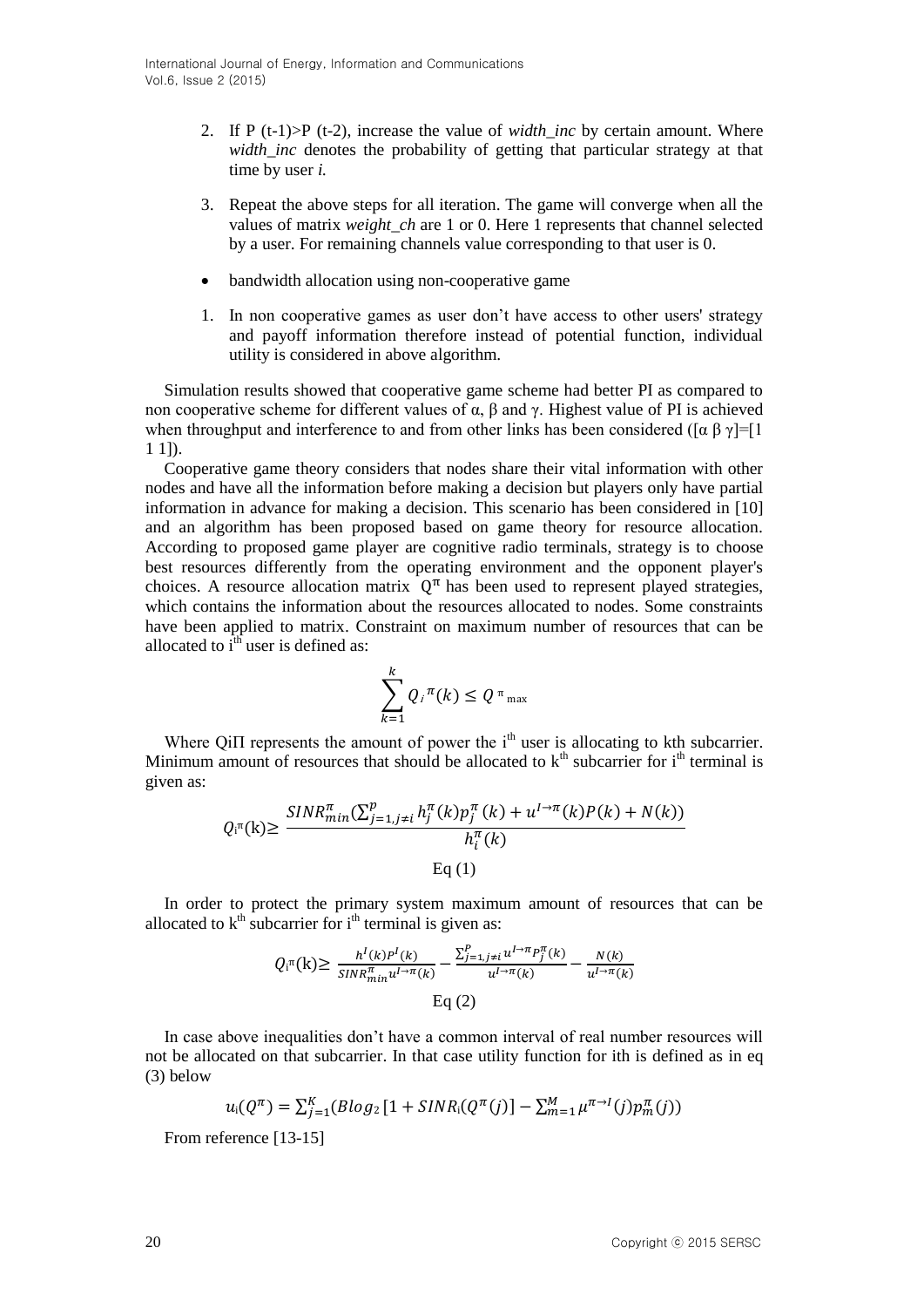2. If P (t-1)>P (t-2), increase the value of *width_inc* by certain amount. Where *width_inc* denotes the probability of getting that particular strategy at that time by user *i.*

3. Repeat the above steps for all iteration. The game will converge when all the values of matrix *weight_ch* are 1 or 0. Here 1 represents that channel selected by a user. For remaining channels value corresponding to that user is 0.

- bandwidth allocation using non-cooperative game

1. In non cooperative games as user don't have access to other users' strategy and payoff information therefore instead of potential function, individual utility is considered in above algorithm.

Simulation results showed that cooperative game scheme had better PI as compared to non cooperative scheme for different values of α, β and γ. Highest value of PI is achieved when throughput and interference to and from other links has been considered ([α β γ]=[1 1 1]).

Cooperative game theory considers that nodes share their vital information with other nodes and have all the information before making a decision but players only have partial information in advance for making a decision. This scenario has been considered in [10] and an algorithm has been proposed based on game theory for resource allocation. According to proposed game player are cognitive radio terminals, strategy is to choose best resources differently from the operating environment and the opponent player's choices. A resource allocation matrix $Q^{\pi}$ has been used to represent played strategies, which contains the information about the resources allocated to nodes. Some constraints have been applied to matrix. Constraint on maximum number of resources that can be allocated to $i^{th}$ user is defined as:

$$\sum_{k=1}^{k} Q_i^{\pi}(k) \leq Q^{\pi}{}_{\max}$$

Where QiΠ represents the amount of power the $i^{th}$ user is allocating to kth subcarrier. Minimum amount of resources that should be allocated to $k^{th}$ subcarrier for $i^{th}$ terminal is given as:

$$Q_i^{\pi}(k) \geq \frac{SINR_{min}^{\pi}\left(\sum_{j=1, j\neq i}^{p} h_j^{\pi}(k) p_j^{\pi}(k) + u^{I\to\pi}(k)P(k) + N(k)\right)}{h_i^{\pi}(k)}$$

Eq (1)

In order to protect the primary system maximum amount of resources that can be allocated to $k^{th}$ subcarrier for $i^{th}$ terminal is given as:

$$Q_i^{\pi}(k) \geq \frac{h^I(k)P^I(k)}{SINR_{min}^{\pi} u^{I\to\pi}(k)} - \frac{\sum_{j=1, j\neq i}^{P} u^{I\to\pi} P_j^{\pi}(k)}{u^{I\to\pi}(k)} - \frac{N(k)}{u^{I\to\pi}(k)}$$

Eq (2)

In case above inequalities don't have a common interval of real number resources will not be allocated on that subcarrier. In that case utility function for ith is defined as in eq (3) below

$$u_i(Q^{\pi}) = \sum_{j=1}^{K} \left(B log_2 \left[1 + SINR_i(Q^{\pi}(j)\right] - \sum_{m=1}^{M} \mu^{\pi\to I}(j) p_m^{\pi}(j)\right)$$

From reference [13-15]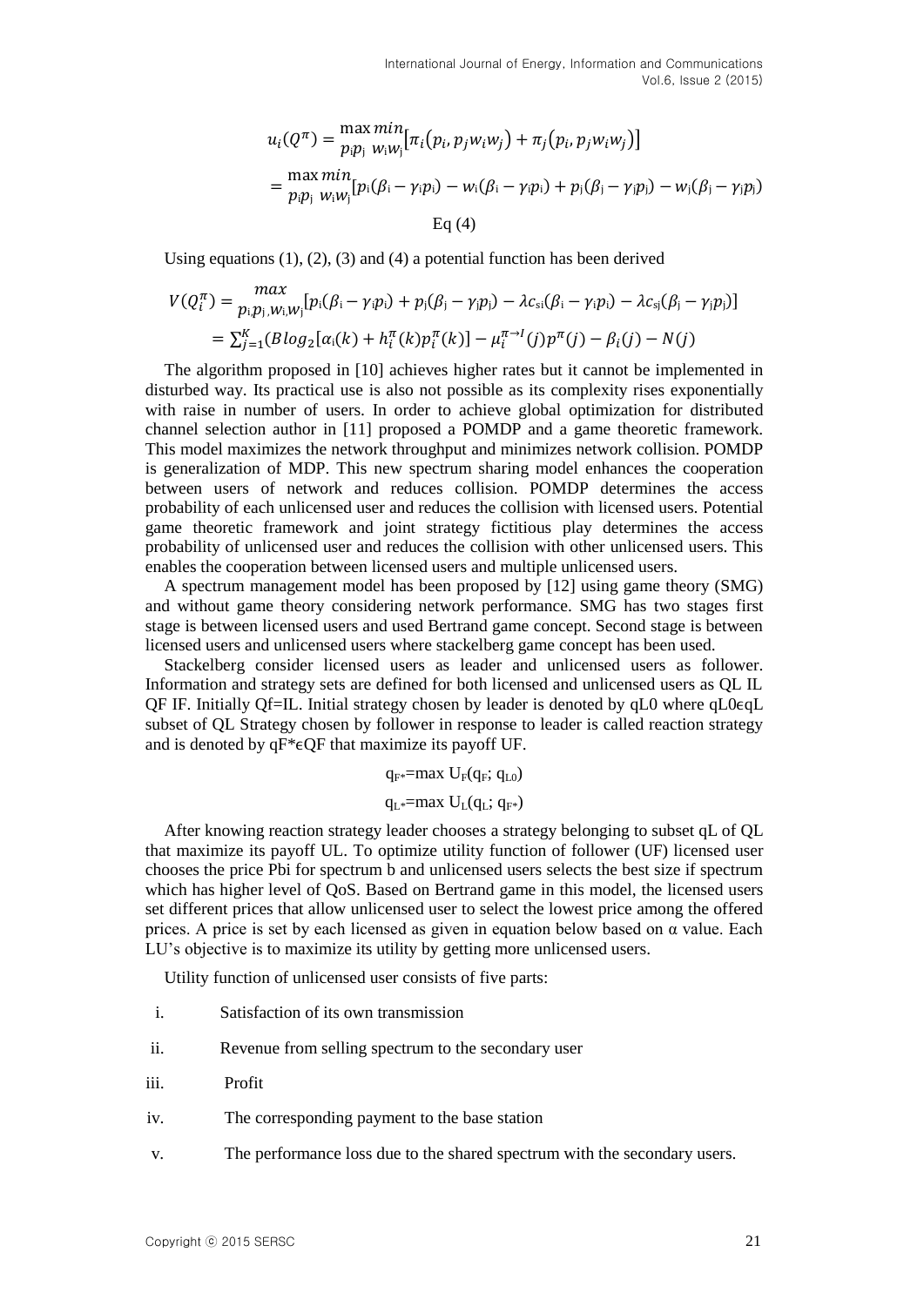$$u_i(Q^{\pi}) = \max_{p_i p_j} \min_{w_i w_j} \left[\pi_i(p_i, p_j w_i w_j) + \pi_j(p_i, p_j w_i w_j)\right]$$

$$= \max_{p_i p_j} \min_{w_i w_j} [p_i(\beta_i - \gamma_i p_i) - w_i(\beta_i - \gamma_i p_i) + p_j(\beta_j - \gamma_j p_j) - w_j(\beta_j - \gamma_j p_j)$$

Eq (4)

Using equations (1), (2), (3) and (4) a potential function has been derived

$$V(Q_i^{\pi}) = \max_{p_i p_j, w_i w_j} [p_i(\beta_i - \gamma_i p_i) + p_j(\beta_j - \gamma_j p_j) - \lambda c_{si}(\beta_i - \gamma_i p_i) - \lambda c_{sj}(\beta_j - \gamma_j p_j)]$$

$$= \sum_{j=1}^{K} (B \log_2[\alpha_i(k) + h_i^{\pi}(k) p_i^{\pi}(k)] - \mu_i^{\pi \to I}(j) p^{\pi}(j) - \beta_i(j) - N(j)$$

The algorithm proposed in [10] achieves higher rates but it cannot be implemented in disturbed way. Its practical use is also not possible as its complexity rises exponentially with raise in number of users. In order to achieve global optimization for distributed channel selection author in [11] proposed a POMDP and a game theoretic framework. This model maximizes the network throughput and minimizes network collision. POMDP is generalization of MDP. This new spectrum sharing model enhances the cooperation between users of network and reduces collision. POMDP determines the access probability of each unlicensed user and reduces the collision with licensed users. Potential game theoretic framework and joint strategy fictitious play determines the access probability of unlicensed user and reduces the collision with other unlicensed users. This enables the cooperation between licensed users and multiple unlicensed users.

A spectrum management model has been proposed by [12] using game theory (SMG) and without game theory considering network performance. SMG has two stages first stage is between licensed users and used Bertrand game concept. Second stage is between licensed users and unlicensed users where stackelberg game concept has been used.

Stackelberg consider licensed users as leader and unlicensed users as follower. Information and strategy sets are defined for both licensed and unlicensed users as QL IL QF IF. Initially Qf=IL. Initial strategy chosen by leader is denoted by qL0 where qL0ϵqL subset of QL Strategy chosen by follower in response to leader is called reaction strategy and is denoted by qF*ϵQF that maximize its payoff UF.

$$q_{F*} = \max U_F(q_F; q_{L0})$$

$$q_{L*} = \max U_L(q_L; q_{F*})$$

After knowing reaction strategy leader chooses a strategy belonging to subset qL of QL that maximize its payoff UL. To optimize utility function of follower (UF) licensed user chooses the price Pbi for spectrum b and unlicensed users selects the best size if spectrum which has higher level of QoS. Based on Bertrand game in this model, the licensed users set different prices that allow unlicensed user to select the lowest price among the offered prices. A price is set by each licensed as given in equation below based on α value. Each LU's objective is to maximize its utility by getting more unlicensed users.

Utility function of unlicensed user consists of five parts:

i. Satisfaction of its own transmission

ii. Revenue from selling spectrum to the secondary user

iii. Profit

iv. The corresponding payment to the base station

v. The performance loss due to the shared spectrum with the secondary users.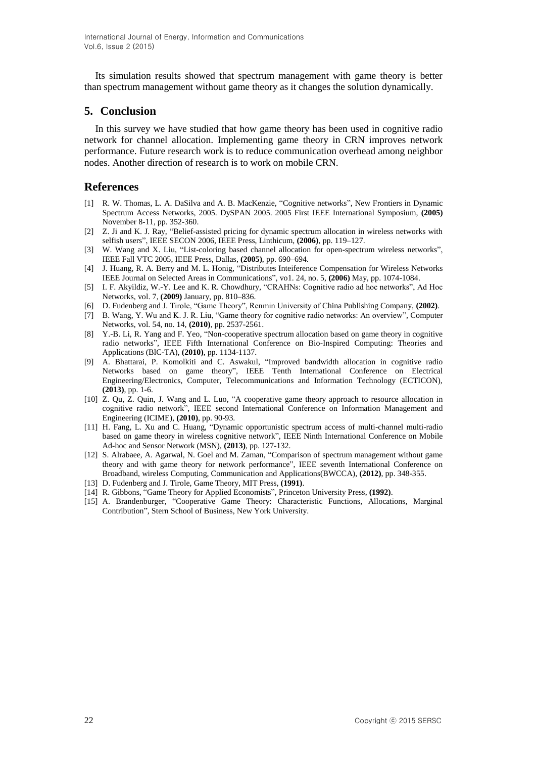Its simulation results showed that spectrum management with game theory is better than spectrum management without game theory as it changes the solution dynamically.

## 5. Conclusion

In this survey we have studied that how game theory has been used in cognitive radio network for channel allocation. Implementing game theory in CRN improves network performance. Future research work is to reduce communication overhead among neighbor nodes. Another direction of research is to work on mobile CRN.

## References

[1] R. W. Thomas, L. A. DaSilva and A. B. MacKenzie, "Cognitive networks", New Frontiers in Dynamic Spectrum Access Networks, 2005. DySPAN 2005. 2005 First IEEE International Symposium, **(2005)** November 8-11, pp. 352-360.

[2] Z. Ji and K. J. Ray, "Belief-assisted pricing for dynamic spectrum allocation in wireless networks with selfish users", IEEE SECON 2006, IEEE Press, Linthicum, **(2006)**, pp. 119–127.

[3] W. Wang and X. Liu, "List-coloring based channel allocation for open-spectrum wireless networks", IEEE Fall VTC 2005, IEEE Press, Dallas, **(2005)**, pp. 690–694.

[4] J. Huang, R. A. Berry and M. L. Honig, "Distributes Inteiference Compensation for Wireless Networks IEEE Journal on Selected Areas in Communications", vo1. 24, no. 5, **(2006)** May, pp. 1074-1084.

[5] I. F. Akyildiz, W.-Y. Lee and K. R. Chowdhury, "CRAHNs: Cognitive radio ad hoc networks", Ad Hoc Networks, vol. 7, **(2009)** January, pp. 810–836.

[6] D. Fudenberg and J. Tirole, "Game Theory", Renmin University of China Publishing Company, **(2002)**.

[7] B. Wang, Y. Wu and K. J. R. Liu, "Game theory for cognitive radio networks: An overview", Computer Networks, vol. 54, no. 14, **(2010)**, pp. 2537-2561.

[8] Y.-B. Li, R. Yang and F. Yeo, "Non-cooperative spectrum allocation based on game theory in cognitive radio networks", IEEE Fifth International Conference on Bio-Inspired Computing: Theories and Applications (BlC-TA), **(2010)**, pp. 1134-1137.

[9] A. Bhattarai, P. Komolkiti and C. Aswakul, "Improved bandwidth allocation in cognitive radio Networks based on game theory", IEEE Tenth International Conference on Electrical Engineering/Electronics, Computer, Telecommunications and Information Technology (ECTICON), **(2013)**, pp. 1-6.

[10] Z. Qu, Z. Quin, J. Wang and L. Luo, "A cooperative game theory approach to resource allocation in cognitive radio network", IEEE second International Conference on Information Management and Engineering (ICIME), **(2010)**, pp. 90-93.

[11] H. Fang, L. Xu and C. Huang, "Dynamic opportunistic spectrum access of multi-channel multi-radio based on game theory in wireless cognitive network", IEEE Ninth International Conference on Mobile Ad-hoc and Sensor Network (MSN), **(2013)**, pp. 127-132.

[12] S. Alrabaee, A. Agarwal, N. Goel and M. Zaman, "Comparison of spectrum management without game theory and with game theory for network performance", IEEE seventh International Conference on Broadband, wireless Computing, Communication and Applications(BWCCA), **(2012)**, pp. 348-355.

[13] D. Fudenberg and J. Tirole, Game Theory, MIT Press, **(1991)**.

[14] R. Gibbons, "Game Theory for Applied Economists", Princeton University Press, **(1992)**.

[15] A. Brandenburger, "Cooperative Game Theory: Characteristic Functions, Allocations, Marginal Contribution", Stern School of Business, New York University.